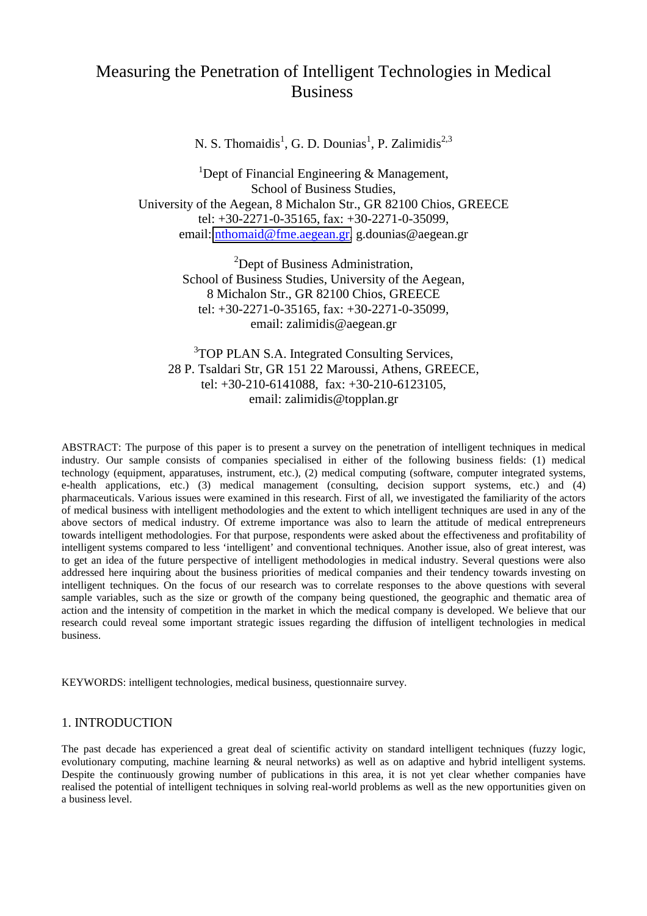# Measuring the Penetration of Intelligent Technologies in Medical Business

N. S. Thomaidis[1], G. D. Dounias[1], P. Zalimidis[2,3]

[1]Dept of Financial Engineering & Management,
School of Business Studies,
University of the Aegean, 8 Michalon Str., GR 82100 Chios, GREECE
tel: +30-2271-0-35165, fax: +30-2271-0-35099,
email: nthomaid@fme.aegean.gr, g.dounias@aegean.gr

[2]Dept of Business Administration,
School of Business Studies, University of the Aegean,
8 Michalon Str., GR 82100 Chios, GREECE
tel: +30-2271-0-35165, fax: +30-2271-0-35099,
email: zalimidis@aegean.gr

[3]TOP PLAN S.A. Integrated Consulting Services,
28 P. Tsaldari Str, GR 151 22 Maroussi, Athens, GREECE,
tel: +30-210-6141088, fax: +30-210-6123105,
email: zalimidis@topplan.gr

ABSTRACT: The purpose of this paper is to present a survey on the penetration of intelligent techniques in medical industry. Our sample consists of companies specialised in either of the following business fields: (1) medical technology (equipment, apparatuses, instrument, etc.), (2) medical computing (software, computer integrated systems, e-health applications, etc.) (3) medical management (consulting, decision support systems, etc.) and (4) pharmaceuticals. Various issues were examined in this research. First of all, we investigated the familiarity of the actors of medical business with intelligent methodologies and the extent to which intelligent techniques are used in any of the above sectors of medical industry. Of extreme importance was also to learn the attitude of medical entrepreneurs towards intelligent methodologies. For that purpose, respondents were asked about the effectiveness and profitability of intelligent systems compared to less 'intelligent' and conventional techniques. Another issue, also of great interest, was to get an idea of the future perspective of intelligent methodologies in medical industry. Several questions were also addressed here inquiring about the business priorities of medical companies and their tendency towards investing on intelligent techniques. On the focus of our research was to correlate responses to the above questions with several sample variables, such as the size or growth of the company being questioned, the geographic and thematic area of action and the intensity of competition in the market in which the medical company is developed. We believe that our research could reveal some important strategic issues regarding the diffusion of intelligent technologies in medical business.

KEYWORDS: intelligent technologies, medical business, questionnaire survey.

## 1. INTRODUCTION

The past decade has experienced a great deal of scientific activity on standard intelligent techniques (fuzzy logic, evolutionary computing, machine learning & neural networks) as well as on adaptive and hybrid intelligent systems. Despite the continuously growing number of publications in this area, it is not yet clear whether companies have realised the potential of intelligent techniques in solving real-world problems as well as the new opportunities given on a business level.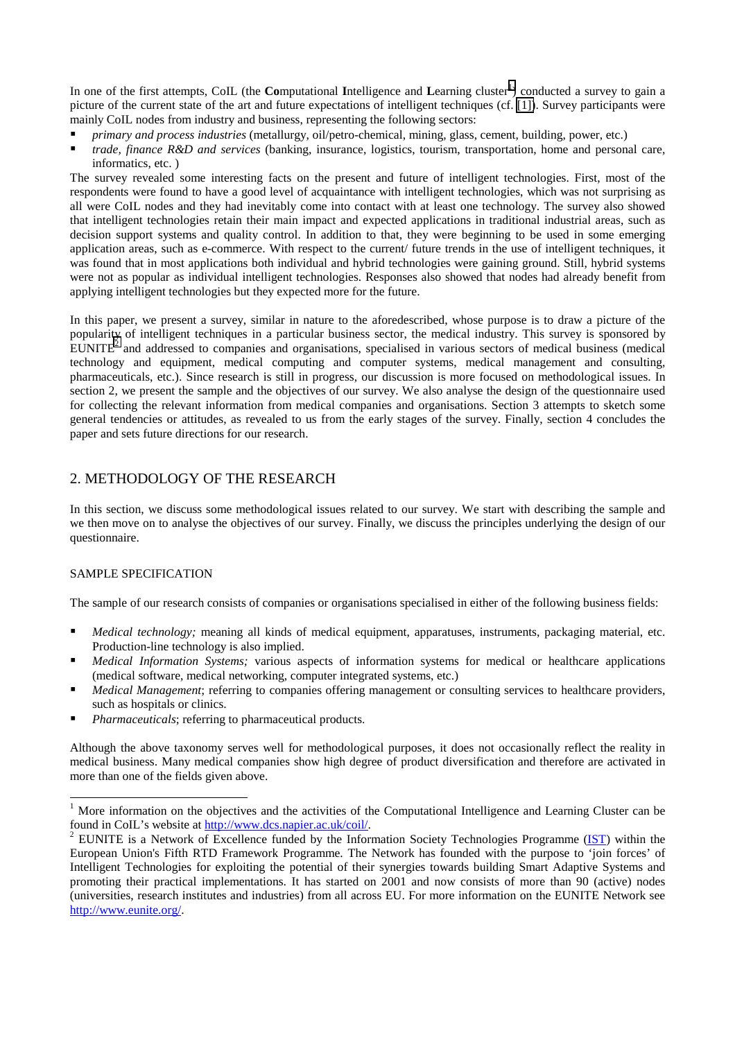In one of the first attempts, CoIL (the **Co**mputational **I**ntelligence and **L**earning cluster[1]) conducted a survey to gain a picture of the current state of the art and future expectations of intelligent techniques (cf. [1]). Survey participants were mainly CoIL nodes from industry and business, representing the following sectors:

- *primary and process industries* (metallurgy, oil/petro-chemical, mining, glass, cement, building, power, etc.)
- *trade, finance R&D and services* (banking, insurance, logistics, tourism, transportation, home and personal care, informatics, etc. )

The survey revealed some interesting facts on the present and future of intelligent technologies. First, most of the respondents were found to have a good level of acquaintance with intelligent technologies, which was not surprising as all were CoIL nodes and they had inevitably come into contact with at least one technology. The survey also showed that intelligent technologies retain their main impact and expected applications in traditional industrial areas, such as decision support systems and quality control. In addition to that, they were beginning to be used in some emerging application areas, such as e-commerce. With respect to the current/ future trends in the use of intelligent techniques, it was found that in most applications both individual and hybrid technologies were gaining ground. Still, hybrid systems were not as popular as individual intelligent technologies. Responses also showed that nodes had already benefit from applying intelligent technologies but they expected more for the future.

In this paper, we present a survey, similar in nature to the aforedescribed, whose purpose is to draw a picture of the popularity of intelligent techniques in a particular business sector, the medical industry. This survey is sponsored by EUNITE[2] and addressed to companies and organisations, specialised in various sectors of medical business (medical technology and equipment, medical computing and computer systems, medical management and consulting, pharmaceuticals, etc.). Since research is still in progress, our discussion is more focused on methodological issues. In section 2, we present the sample and the objectives of our survey. We also analyse the design of the questionnaire used for collecting the relevant information from medical companies and organisations. Section 3 attempts to sketch some general tendencies or attitudes, as revealed to us from the early stages of the survey. Finally, section 4 concludes the paper and sets future directions for our research.

## 2. METHODOLOGY OF THE RESEARCH

In this section, we discuss some methodological issues related to our survey. We start with describing the sample and we then move on to analyse the objectives of our survey. Finally, we discuss the principles underlying the design of our questionnaire.

### SAMPLE SPECIFICATION

The sample of our research consists of companies or organisations specialised in either of the following business fields:

- *Medical technology;* meaning all kinds of medical equipment, apparatuses, instruments, packaging material, etc. Production-line technology is also implied.
- *Medical Information Systems;* various aspects of information systems for medical or healthcare applications (medical software, medical networking, computer integrated systems, etc.)
- *Medical Management*; referring to companies offering management or consulting services to healthcare providers, such as hospitals or clinics.
- *Pharmaceuticals*; referring to pharmaceutical products.

Although the above taxonomy serves well for methodological purposes, it does not occasionally reflect the reality in medical business. Many medical companies show high degree of product diversification and therefore are activated in more than one of the fields given above.

---

[1] More information on the objectives and the activities of the Computational Intelligence and Learning Cluster can be found in CoIL's website at http://www.dcs.napier.ac.uk/coil/.

[2] EUNITE is a Network of Excellence funded by the Information Society Technologies Programme (IST) within the European Union's Fifth RTD Framework Programme. The Network has founded with the purpose to 'join forces' of Intelligent Technologies for exploiting the potential of their synergies towards building Smart Adaptive Systems and promoting their practical implementations. It has started on 2001 and now consists of more than 90 (active) nodes (universities, research institutes and industries) from all across EU. For more information on the EUNITE Network see http://www.eunite.org/.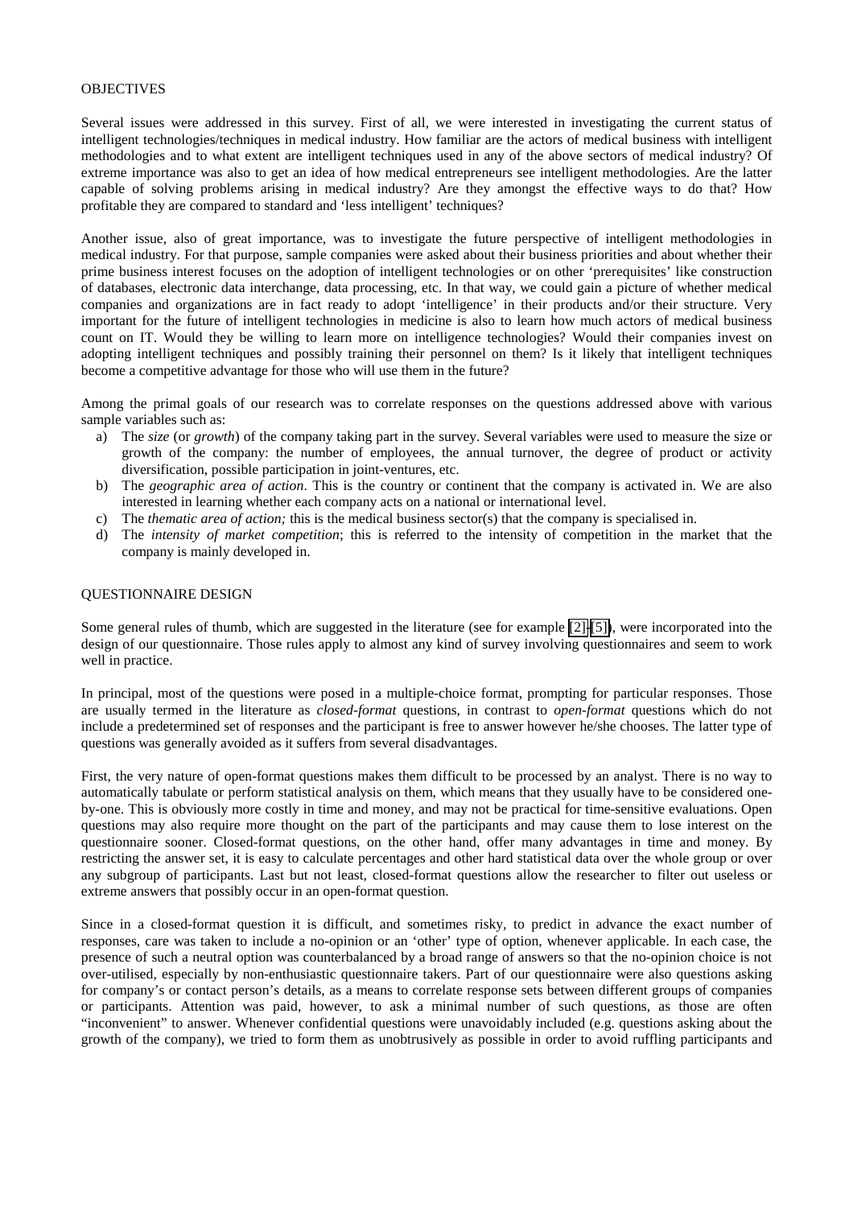## OBJECTIVES

Several issues were addressed in this survey. First of all, we were interested in investigating the current status of intelligent technologies/techniques in medical industry. How familiar are the actors of medical business with intelligent methodologies and to what extent are intelligent techniques used in any of the above sectors of medical industry? Of extreme importance was also to get an idea of how medical entrepreneurs see intelligent methodologies. Are the latter capable of solving problems arising in medical industry? Are they amongst the effective ways to do that? How profitable they are compared to standard and 'less intelligent' techniques?

Another issue, also of great importance, was to investigate the future perspective of intelligent methodologies in medical industry. For that purpose, sample companies were asked about their business priorities and about whether their prime business interest focuses on the adoption of intelligent technologies or on other 'prerequisites' like construction of databases, electronic data interchange, data processing, etc. In that way, we could gain a picture of whether medical companies and organizations are in fact ready to adopt 'intelligence' in their products and/or their structure. Very important for the future of intelligent technologies in medicine is also to learn how much actors of medical business count on IT. Would they be willing to learn more on intelligence technologies? Would their companies invest on adopting intelligent techniques and possibly training their personnel on them? Is it likely that intelligent techniques become a competitive advantage for those who will use them in the future?

Among the primal goals of our research was to correlate responses on the questions addressed above with various sample variables such as:

a) The *size* (or *growth*) of the company taking part in the survey. Several variables were used to measure the size or growth of the company: the number of employees, the annual turnover, the degree of product or activity diversification, possible participation in joint-ventures, etc.
b) The *geographic area of action*. This is the country or continent that the company is activated in. We are also interested in learning whether each company acts on a national or international level.
c) The *thematic area of action;* this is the medical business sector(s) that the company is specialised in.
d) The *intensity of market competition*; this is referred to the intensity of competition in the market that the company is mainly developed in.

## QUESTIONNAIRE DESIGN

Some general rules of thumb, which are suggested in the literature (see for example [2]-[5]), were incorporated into the design of our questionnaire. Those rules apply to almost any kind of survey involving questionnaires and seem to work well in practice.

In principal, most of the questions were posed in a multiple-choice format, prompting for particular responses. Those are usually termed in the literature as *closed-format* questions, in contrast to *open-format* questions which do not include a predetermined set of responses and the participant is free to answer however he/she chooses. The latter type of questions was generally avoided as it suffers from several disadvantages.

First, the very nature of open-format questions makes them difficult to be processed by an analyst. There is no way to automatically tabulate or perform statistical analysis on them, which means that they usually have to be considered one-by-one. This is obviously more costly in time and money, and may not be practical for time-sensitive evaluations. Open questions may also require more thought on the part of the participants and may cause them to lose interest on the questionnaire sooner. Closed-format questions, on the other hand, offer many advantages in time and money. By restricting the answer set, it is easy to calculate percentages and other hard statistical data over the whole group or over any subgroup of participants. Last but not least, closed-format questions allow the researcher to filter out useless or extreme answers that possibly occur in an open-format question.

Since in a closed-format question it is difficult, and sometimes risky, to predict in advance the exact number of responses, care was taken to include a no-opinion or an 'other' type of option, whenever applicable. In each case, the presence of such a neutral option was counterbalanced by a broad range of answers so that the no-opinion choice is not over-utilised, especially by non-enthusiastic questionnaire takers. Part of our questionnaire were also questions asking for company's or contact person's details, as a means to correlate response sets between different groups of companies or participants. Attention was paid, however, to ask a minimal number of such questions, as those are often "inconvenient" to answer. Whenever confidential questions were unavoidably included (e.g. questions asking about the growth of the company), we tried to form them as unobtrusively as possible in order to avoid ruffling participants and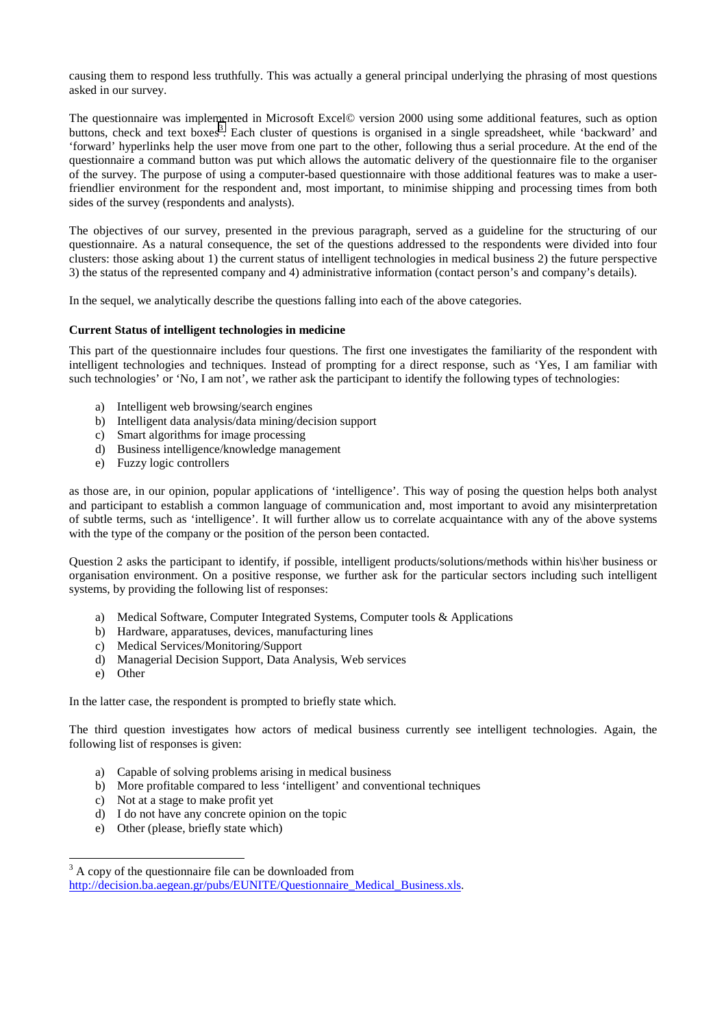causing them to respond less truthfully. This was actually a general principal underlying the phrasing of most questions asked in our survey.

The questionnaire was implemented in Microsoft Excel© version 2000 using some additional features, such as option buttons, check and text boxes[3]. Each cluster of questions is organised in a single spreadsheet, while 'backward' and 'forward' hyperlinks help the user move from one part to the other, following thus a serial procedure. At the end of the questionnaire a command button was put which allows the automatic delivery of the questionnaire file to the organiser of the survey. The purpose of using a computer-based questionnaire with those additional features was to make a user-friendlier environment for the respondent and, most important, to minimise shipping and processing times from both sides of the survey (respondents and analysts).

The objectives of our survey, presented in the previous paragraph, served as a guideline for the structuring of our questionnaire. As a natural consequence, the set of the questions addressed to the respondents were divided into four clusters: those asking about 1) the current status of intelligent technologies in medical business 2) the future perspective 3) the status of the represented company and 4) administrative information (contact person's and company's details).

In the sequel, we analytically describe the questions falling into each of the above categories.

**Current Status of intelligent technologies in medicine**

This part of the questionnaire includes four questions. The first one investigates the familiarity of the respondent with intelligent technologies and techniques. Instead of prompting for a direct response, such as 'Yes, I am familiar with such technologies' or 'No, I am not', we rather ask the participant to identify the following types of technologies:

a) Intelligent web browsing/search engines
b) Intelligent data analysis/data mining/decision support
c) Smart algorithms for image processing
d) Business intelligence/knowledge management
e) Fuzzy logic controllers

as those are, in our opinion, popular applications of 'intelligence'. This way of posing the question helps both analyst and participant to establish a common language of communication and, most important to avoid any misinterpretation of subtle terms, such as 'intelligence'. It will further allow us to correlate acquaintance with any of the above systems with the type of the company or the position of the person been contacted.

Question 2 asks the participant to identify, if possible, intelligent products/solutions/methods within his\her business or organisation environment. On a positive response, we further ask for the particular sectors including such intelligent systems, by providing the following list of responses:

a) Medical Software, Computer Integrated Systems, Computer tools & Applications
b) Hardware, apparatuses, devices, manufacturing lines
c) Medical Services/Monitoring/Support
d) Managerial Decision Support, Data Analysis, Web services
e) Other

In the latter case, the respondent is prompted to briefly state which.

The third question investigates how actors of medical business currently see intelligent technologies. Again, the following list of responses is given:

a) Capable of solving problems arising in medical business
b) More profitable compared to less 'intelligent' and conventional techniques
c) Not at a stage to make profit yet
d) I do not have any concrete opinion on the topic
e) Other (please, briefly state which)

---

[3] A copy of the questionnaire file can be downloaded from http://decision.ba.aegean.gr/pubs/EUNITE/Questionnaire_Medical_Business.xls.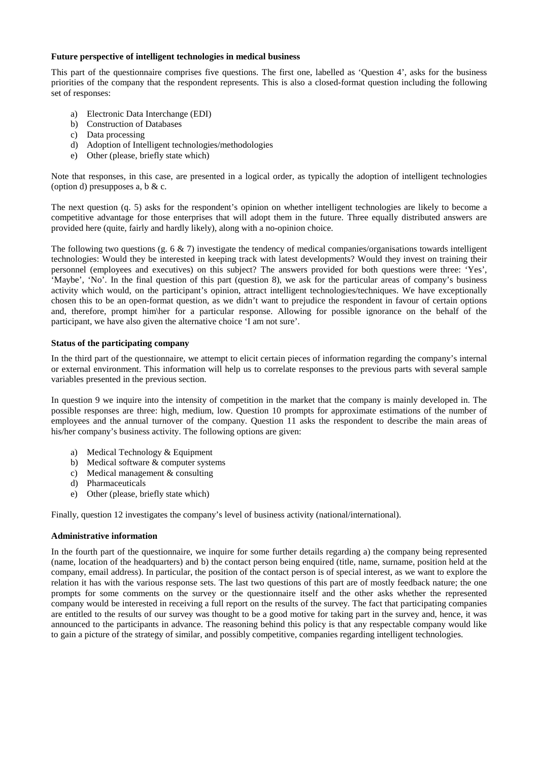**Future perspective of intelligent technologies in medical business**

This part of the questionnaire comprises five questions. The first one, labelled as 'Question 4', asks for the business priorities of the company that the respondent represents. This is also a closed-format question including the following set of responses:

a) Electronic Data Interchange (EDI)
b) Construction of Databases
c) Data processing
d) Adoption of Intelligent technologies/methodologies
e) Other (please, briefly state which)

Note that responses, in this case, are presented in a logical order, as typically the adoption of intelligent technologies (option d) presupposes a, b & c.

The next question (q. 5) asks for the respondent's opinion on whether intelligent technologies are likely to become a competitive advantage for those enterprises that will adopt them in the future. Three equally distributed answers are provided here (quite, fairly and hardly likely), along with a no-opinion choice.

The following two questions (g. 6 & 7) investigate the tendency of medical companies/organisations towards intelligent technologies: Would they be interested in keeping track with latest developments? Would they invest on training their personnel (employees and executives) on this subject? The answers provided for both questions were three: 'Yes', 'Maybe', 'No'. In the final question of this part (question 8), we ask for the particular areas of company's business activity which would, on the participant's opinion, attract intelligent technologies/techniques. We have exceptionally chosen this to be an open-format question, as we didn't want to prejudice the respondent in favour of certain options and, therefore, prompt him\her for a particular response. Allowing for possible ignorance on the behalf of the participant, we have also given the alternative choice 'I am not sure'.

**Status of the participating company**

In the third part of the questionnaire, we attempt to elicit certain pieces of information regarding the company's internal or external environment. This information will help us to correlate responses to the previous parts with several sample variables presented in the previous section.

In question 9 we inquire into the intensity of competition in the market that the company is mainly developed in. The possible responses are three: high, medium, low. Question 10 prompts for approximate estimations of the number of employees and the annual turnover of the company. Question 11 asks the respondent to describe the main areas of his/her company's business activity. The following options are given:

a) Medical Technology & Equipment
b) Medical software & computer systems
c) Medical management & consulting
d) Pharmaceuticals
e) Other (please, briefly state which)

Finally, question 12 investigates the company's level of business activity (national/international).

**Administrative information**

In the fourth part of the questionnaire, we inquire for some further details regarding a) the company being represented (name, location of the headquarters) and b) the contact person being enquired (title, name, surname, position held at the company, email address). In particular, the position of the contact person is of special interest, as we want to explore the relation it has with the various response sets. The last two questions of this part are of mostly feedback nature; the one prompts for some comments on the survey or the questionnaire itself and the other asks whether the represented company would be interested in receiving a full report on the results of the survey. The fact that participating companies are entitled to the results of our survey was thought to be a good motive for taking part in the survey and, hence, it was announced to the participants in advance. The reasoning behind this policy is that any respectable company would like to gain a picture of the strategy of similar, and possibly competitive, companies regarding intelligent technologies.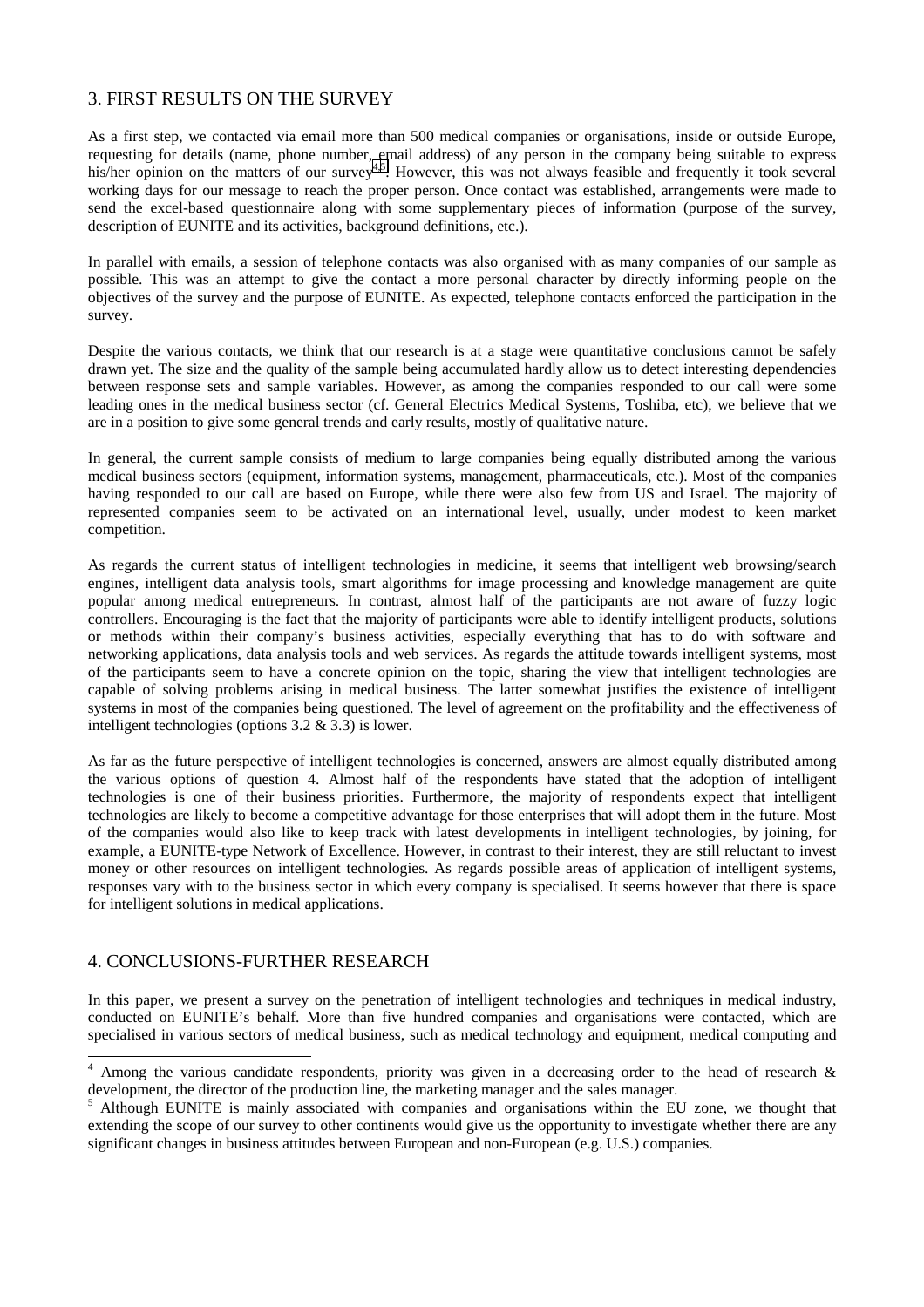## 3. FIRST RESULTS ON THE SURVEY

As a first step, we contacted via email more than 500 medical companies or organisations, inside or outside Europe, requesting for details (name, phone number, email address) of any person in the company being suitable to express his/her opinion on the matters of our survey[4,5]. However, this was not always feasible and frequently it took several working days for our message to reach the proper person. Once contact was established, arrangements were made to send the excel-based questionnaire along with some supplementary pieces of information (purpose of the survey, description of EUNITE and its activities, background definitions, etc.).

In parallel with emails, a session of telephone contacts was also organised with as many companies of our sample as possible. This was an attempt to give the contact a more personal character by directly informing people on the objectives of the survey and the purpose of EUNITE. As expected, telephone contacts enforced the participation in the survey.

Despite the various contacts, we think that our research is at a stage were quantitative conclusions cannot be safely drawn yet. The size and the quality of the sample being accumulated hardly allow us to detect interesting dependencies between response sets and sample variables. However, as among the companies responded to our call were some leading ones in the medical business sector (cf. General Electrics Medical Systems, Toshiba, etc), we believe that we are in a position to give some general trends and early results, mostly of qualitative nature.

In general, the current sample consists of medium to large companies being equally distributed among the various medical business sectors (equipment, information systems, management, pharmaceuticals, etc.). Most of the companies having responded to our call are based on Europe, while there were also few from US and Israel. The majority of represented companies seem to be activated on an international level, usually, under modest to keen market competition.

As regards the current status of intelligent technologies in medicine, it seems that intelligent web browsing/search engines, intelligent data analysis tools, smart algorithms for image processing and knowledge management are quite popular among medical entrepreneurs. In contrast, almost half of the participants are not aware of fuzzy logic controllers. Encouraging is the fact that the majority of participants were able to identify intelligent products, solutions or methods within their company's business activities, especially everything that has to do with software and networking applications, data analysis tools and web services. As regards the attitude towards intelligent systems, most of the participants seem to have a concrete opinion on the topic, sharing the view that intelligent technologies are capable of solving problems arising in medical business. The latter somewhat justifies the existence of intelligent systems in most of the companies being questioned. The level of agreement on the profitability and the effectiveness of intelligent technologies (options 3.2 & 3.3) is lower.

As far as the future perspective of intelligent technologies is concerned, answers are almost equally distributed among the various options of question 4. Almost half of the respondents have stated that the adoption of intelligent technologies is one of their business priorities. Furthermore, the majority of respondents expect that intelligent technologies are likely to become a competitive advantage for those enterprises that will adopt them in the future. Most of the companies would also like to keep track with latest developments in intelligent technologies, by joining, for example, a EUNITE-type Network of Excellence. However, in contrast to their interest, they are still reluctant to invest money or other resources on intelligent technologies. As regards possible areas of application of intelligent systems, responses vary with to the business sector in which every company is specialised. It seems however that there is space for intelligent solutions in medical applications.

## 4. CONCLUSIONS-FURTHER RESEARCH

In this paper, we present a survey on the penetration of intelligent technologies and techniques in medical industry, conducted on EUNITE's behalf. More than five hundred companies and organisations were contacted, which are specialised in various sectors of medical business, such as medical technology and equipment, medical computing and

[4] Among the various candidate respondents, priority was given in a decreasing order to the head of research & development, the director of the production line, the marketing manager and the sales manager.

[5] Although EUNITE is mainly associated with companies and organisations within the EU zone, we thought that extending the scope of our survey to other continents would give us the opportunity to investigate whether there are any significant changes in business attitudes between European and non-European (e.g. U.S.) companies.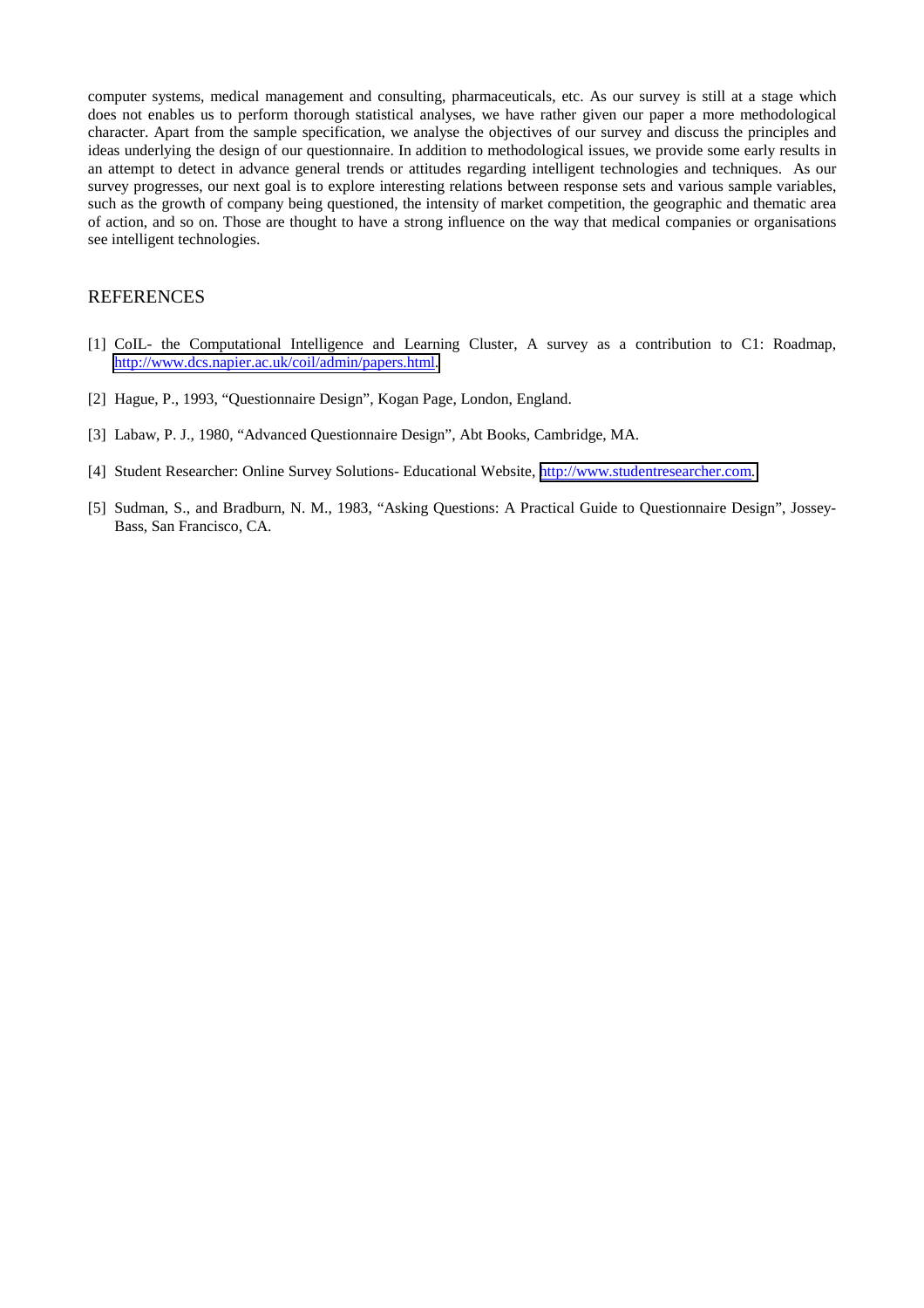computer systems, medical management and consulting, pharmaceuticals, etc. As our survey is still at a stage which does not enables us to perform thorough statistical analyses, we have rather given our paper a more methodological character. Apart from the sample specification, we analyse the objectives of our survey and discuss the principles and ideas underlying the design of our questionnaire. In addition to methodological issues, we provide some early results in an attempt to detect in advance general trends or attitudes regarding intelligent technologies and techniques. As our survey progresses, our next goal is to explore interesting relations between response sets and various sample variables, such as the growth of company being questioned, the intensity of market competition, the geographic and thematic area of action, and so on. Those are thought to have a strong influence on the way that medical companies or organisations see intelligent technologies.

## REFERENCES

[1] CoIL- the Computational Intelligence and Learning Cluster, A survey as a contribution to C1: Roadmap, http://www.dcs.napier.ac.uk/coil/admin/papers.html.

[2] Hague, P., 1993, "Questionnaire Design", Kogan Page, London, England.

[3] Labaw, P. J., 1980, "Advanced Questionnaire Design", Abt Books, Cambridge, MA.

[4] Student Researcher: Online Survey Solutions- Educational Website, http://www.studentresearcher.com.

[5] Sudman, S., and Bradburn, N. M., 1983, "Asking Questions: A Practical Guide to Questionnaire Design", Jossey-Bass, San Francisco, CA.